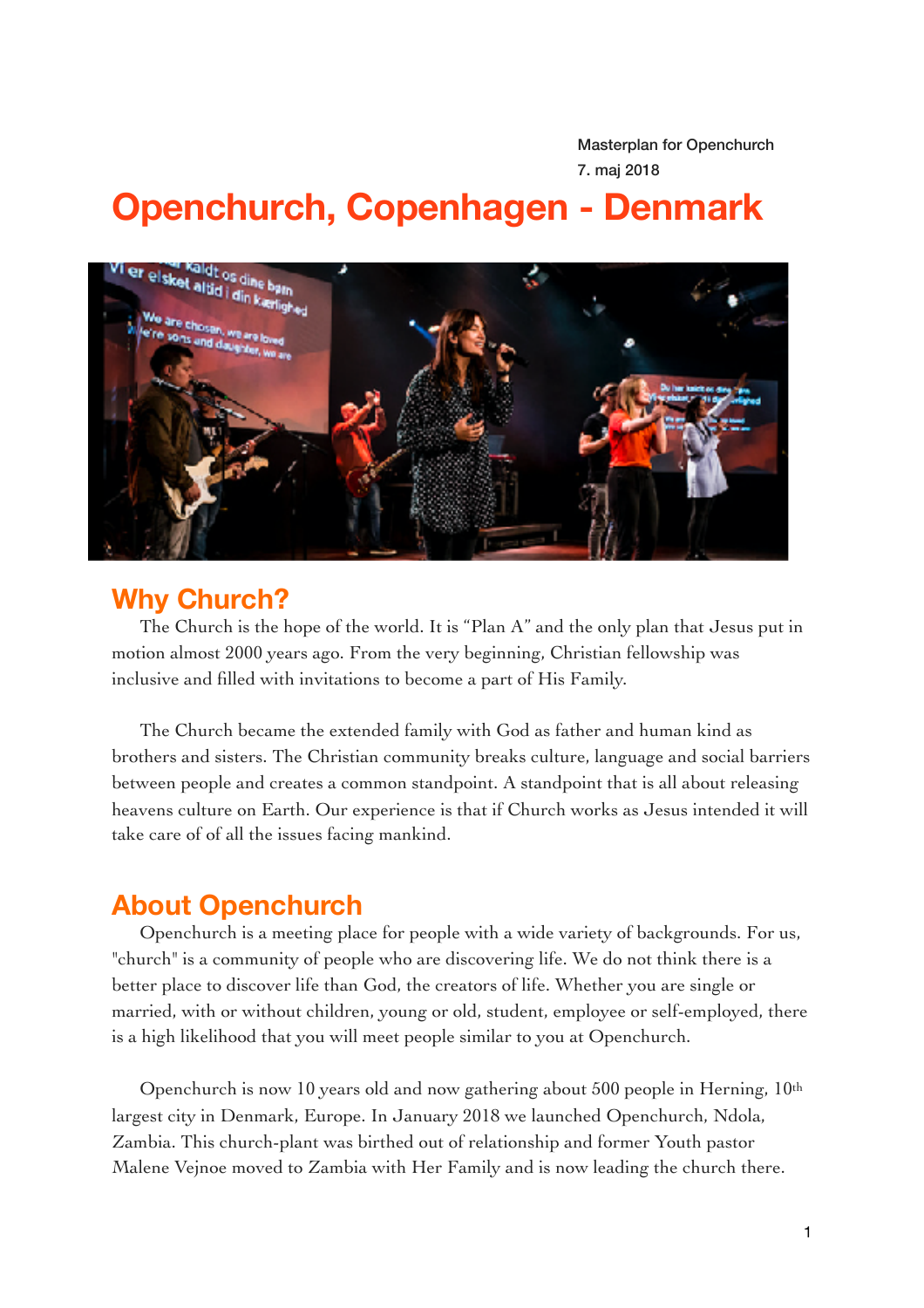Masterplan for Openchurch
7. maj 2018

# Openchurch, Copenhagen - Denmark

## Why Church?

The Church is the hope of the world. It is "Plan A" and the only plan that Jesus put in motion almost 2000 years ago. From the very beginning, Christian fellowship was inclusive and filled with invitations to become a part of His Family.

The Church became the extended family with God as father and human kind as brothers and sisters. The Christian community breaks culture, language and social barriers between people and creates a common standpoint. A standpoint that is all about releasing heavens culture on Earth. Our experience is that if Church works as Jesus intended it will take care of of all the issues facing mankind.

## About Openchurch

Openchurch is a meeting place for people with a wide variety of backgrounds. For us, "church" is a community of people who are discovering life. We do not think there is a better place to discover life than God, the creators of life. Whether you are single or married, with or without children, young or old, student, employee or self-employed, there is a high likelihood that you will meet people similar to you at Openchurch.

Openchurch is now 10 years old and now gathering about 500 people in Herning, 10th largest city in Denmark, Europe. In January 2018 we launched Openchurch, Ndola, Zambia. This church-plant was birthed out of relationship and former Youth pastor Malene Vejnoe moved to Zambia with Her Family and is now leading the church there.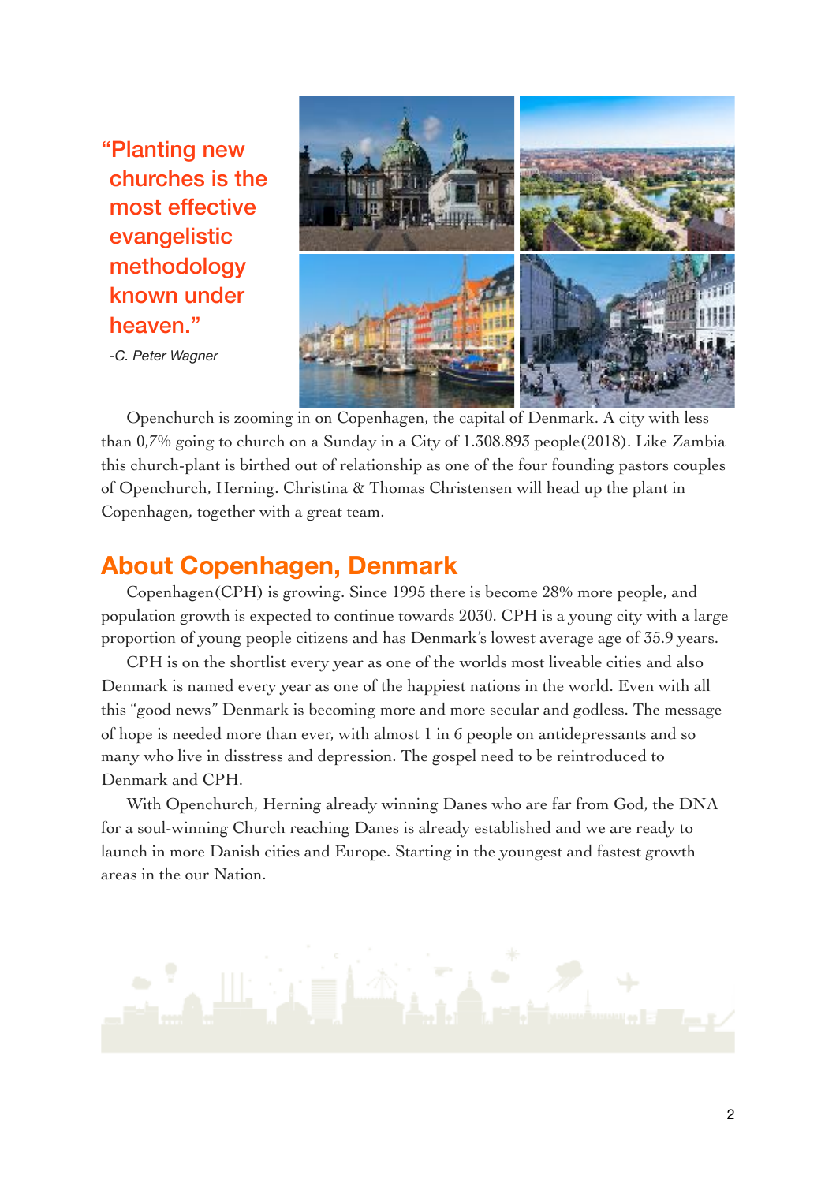> "Planting new churches is the most effective evangelistic methodology known under heaven."
>
> *-C. Peter Wagner*

Openchurch is zooming in on Copenhagen, the capital of Denmark. A city with less than 0,7% going to church on a Sunday in a City of 1.308.893 people(2018). Like Zambia this church-plant is birthed out of relationship as one of the four founding pastors couples of Openchurch, Herning. Christina & Thomas Christensen will head up the plant in Copenhagen, together with a great team.

## About Copenhagen, Denmark

Copenhagen(CPH) is growing. Since 1995 there is become 28% more people, and population growth is expected to continue towards 2030. CPH is a young city with a large proportion of young people citizens and has Denmark's lowest average age of 35.9 years.

CPH is on the shortlist every year as one of the worlds most liveable cities and also Denmark is named every year as one of the happiest nations in the world. Even with all this "good news" Denmark is becoming more and more secular and godless. The message of hope is needed more than ever, with almost 1 in 6 people on antidepressants and so many who live in disstress and depression. The gospel need to be reintroduced to Denmark and CPH.

With Openchurch, Herning already winning Danes who are far from God, the DNA for a soul-winning Church reaching Danes is already established and we are ready to launch in more Danish cities and Europe. Starting in the youngest and fastest growth areas in the our Nation.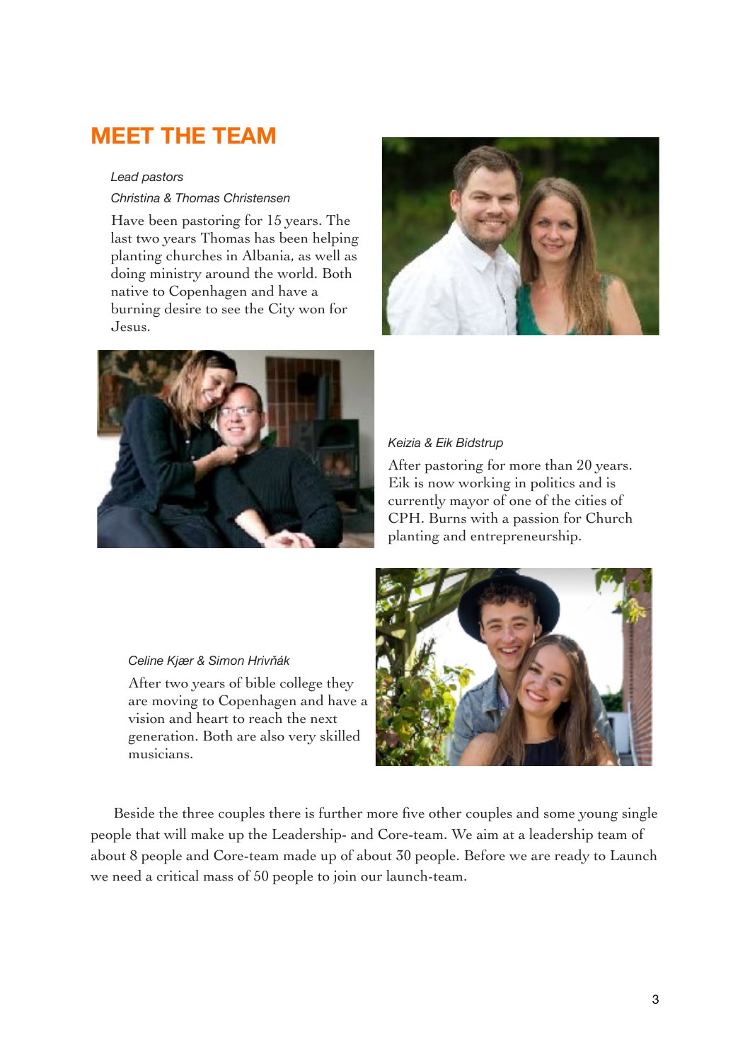# MEET THE TEAM

*Lead pastors*

*Christina & Thomas Christensen*

Have been pastoring for 15 years. The last two years Thomas has been helping planting churches in Albania, as well as doing ministry around the world. Both native to Copenhagen and have a burning desire to see the City won for Jesus.

*Keizia & Eik Bidstrup*

After pastoring for more than 20 years. Eik is now working in politics and is currently mayor of one of the cities of CPH. Burns with a passion for Church planting and entrepreneurship.

*Celine Kjær & Simon Hrivňák*

After two years of bible college they are moving to Copenhagen and have a vision and heart to reach the next generation. Both are also very skilled musicians.

Beside the three couples there is further more five other couples and some young single people that will make up the Leadership- and Core-team. We aim at a leadership team of about 8 people and Core-team made up of about 30 people. Before we are ready to Launch we need a critical mass of 50 people to join our launch-team.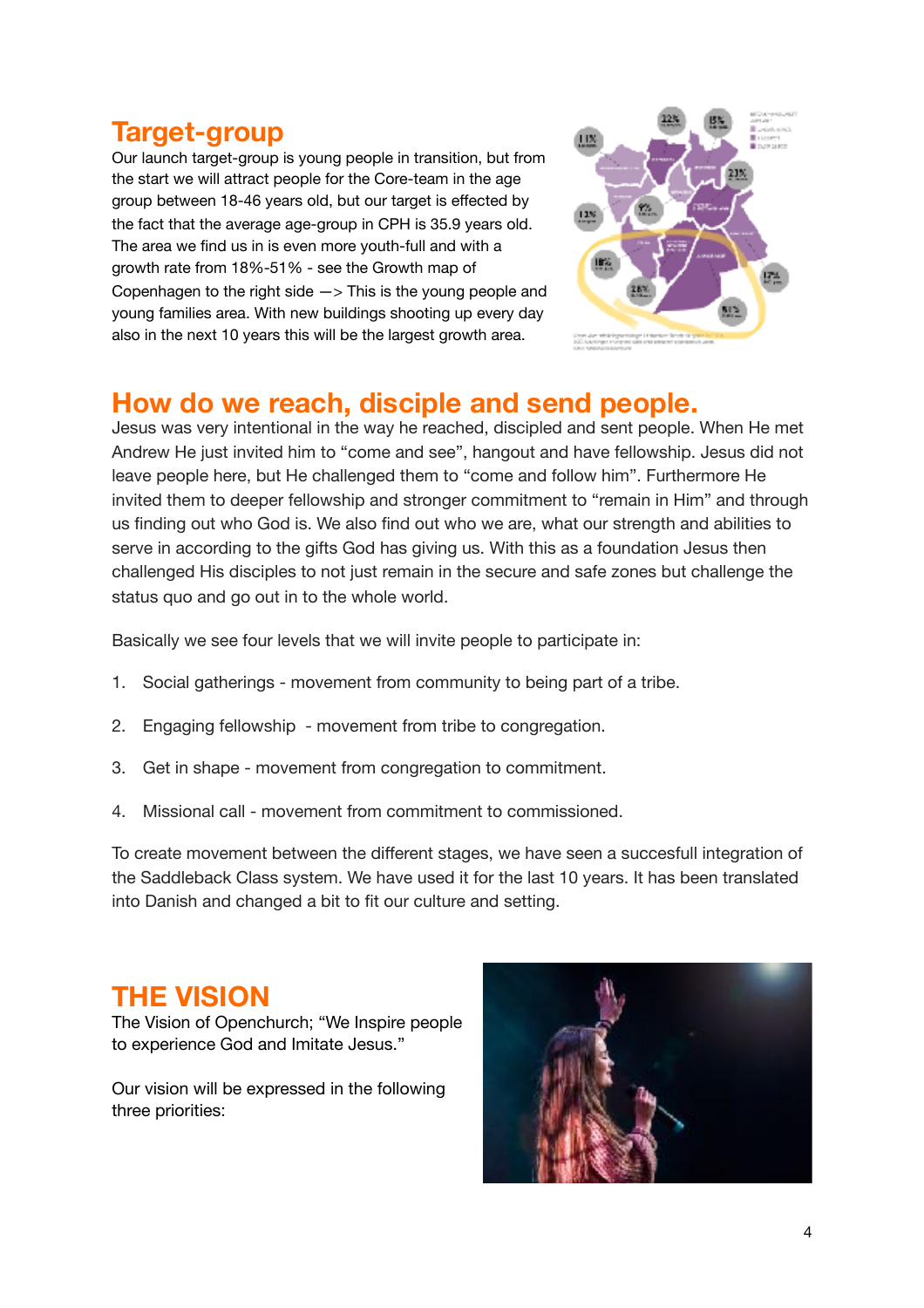## Target-group

Our launch target-group is young people in transition, but from the start we will attract people for the Core-team in the age group between 18-46 years old, but our target is effected by the fact that the average age-group in CPH is 35.9 years old. The area we find us in is even more youth-full and with a growth rate from 18%-51% - see the Growth map of Copenhagen to the right side —> This is the young people and young families area. With new buildings shooting up every day also in the next 10 years this will be the largest growth area.

## How do we reach, disciple and send people.

Jesus was very intentional in the way he reached, discipled and sent people. When He met Andrew He just invited him to "come and see", hangout and have fellowship. Jesus did not leave people here, but He challenged them to "come and follow him". Furthermore He invited them to deeper fellowship and stronger commitment to "remain in Him" and through us finding out who God is. We also find out who we are, what our strength and abilities to serve in according to the gifts God has giving us. With this as a foundation Jesus then challenged His disciples to not just remain in the secure and safe zones but challenge the status quo and go out in to the whole world.

Basically we see four levels that we will invite people to participate in:

1. Social gatherings - movement from community to being part of a tribe.
2. Engaging fellowship - movement from tribe to congregation.
3. Get in shape - movement from congregation to commitment.
4. Missional call - movement from commitment to commissioned.

To create movement between the different stages, we have seen a succesfull integration of the Saddleback Class system. We have used it for the last 10 years. It has been translated into Danish and changed a bit to fit our culture and setting.

## THE VISION

The Vision of Openchurch; "We Inspire people to experience God and Imitate Jesus."

Our vision will be expressed in the following three priorities: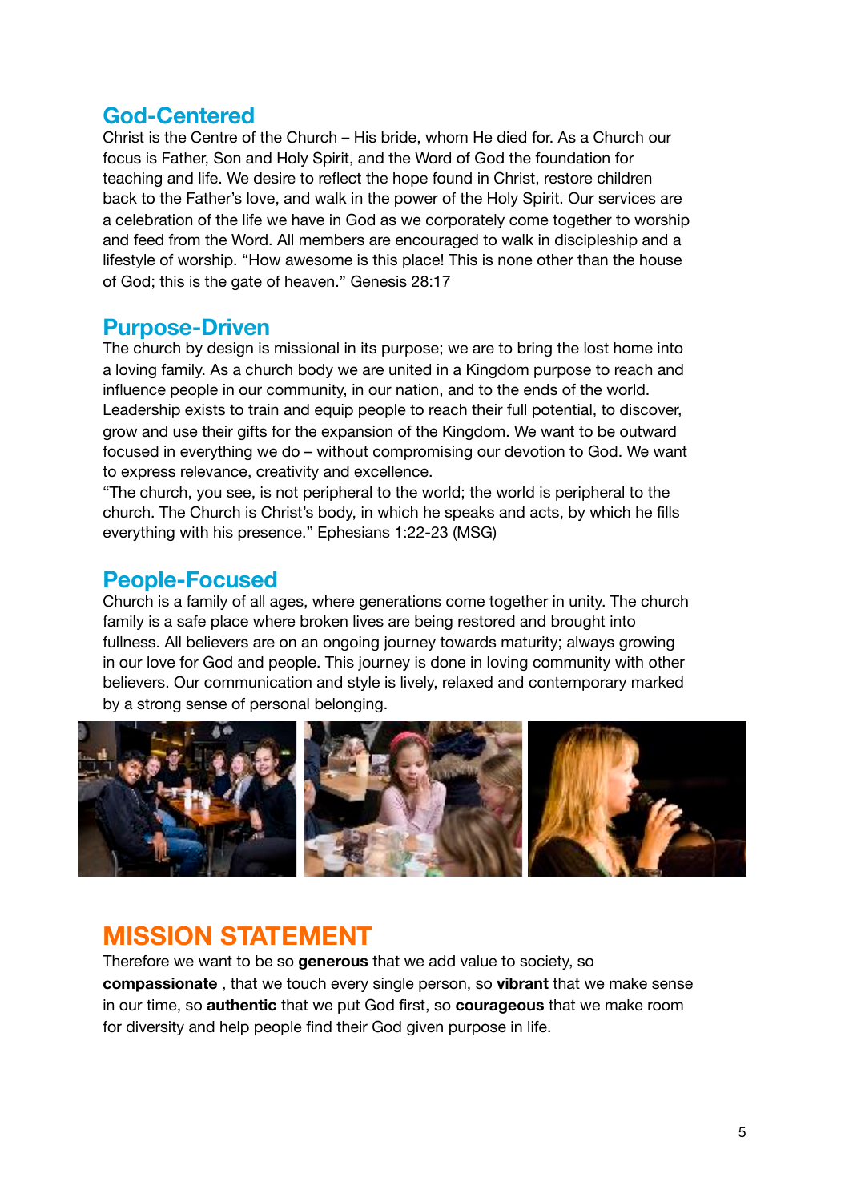## God-Centered

Christ is the Centre of the Church – His bride, whom He died for. As a Church our focus is Father, Son and Holy Spirit, and the Word of God the foundation for teaching and life. We desire to reflect the hope found in Christ, restore children back to the Father's love, and walk in the power of the Holy Spirit. Our services are a celebration of the life we have in God as we corporately come together to worship and feed from the Word. All members are encouraged to walk in discipleship and a lifestyle of worship. "How awesome is this place! This is none other than the house of God; this is the gate of heaven." Genesis 28:17

## Purpose-Driven

The church by design is missional in its purpose; we are to bring the lost home into a loving family. As a church body we are united in a Kingdom purpose to reach and influence people in our community, in our nation, and to the ends of the world. Leadership exists to train and equip people to reach their full potential, to discover, grow and use their gifts for the expansion of the Kingdom. We want to be outward focused in everything we do – without compromising our devotion to God. We want to express relevance, creativity and excellence.

"The church, you see, is not peripheral to the world; the world is peripheral to the church. The Church is Christ's body, in which he speaks and acts, by which he fills everything with his presence." Ephesians 1:22-23 (MSG)

## People-Focused

Church is a family of all ages, where generations come together in unity. The church family is a safe place where broken lives are being restored and brought into fullness. All believers are on an ongoing journey towards maturity; always growing in our love for God and people. This journey is done in loving community with other believers. Our communication and style is lively, relaxed and contemporary marked by a strong sense of personal belonging.

# MISSION STATEMENT

Therefore we want to be so **generous** that we add value to society, so **compassionate** , that we touch every single person, so **vibrant** that we make sense in our time, so **authentic** that we put God first, so **courageous** that we make room for diversity and help people find their God given purpose in life.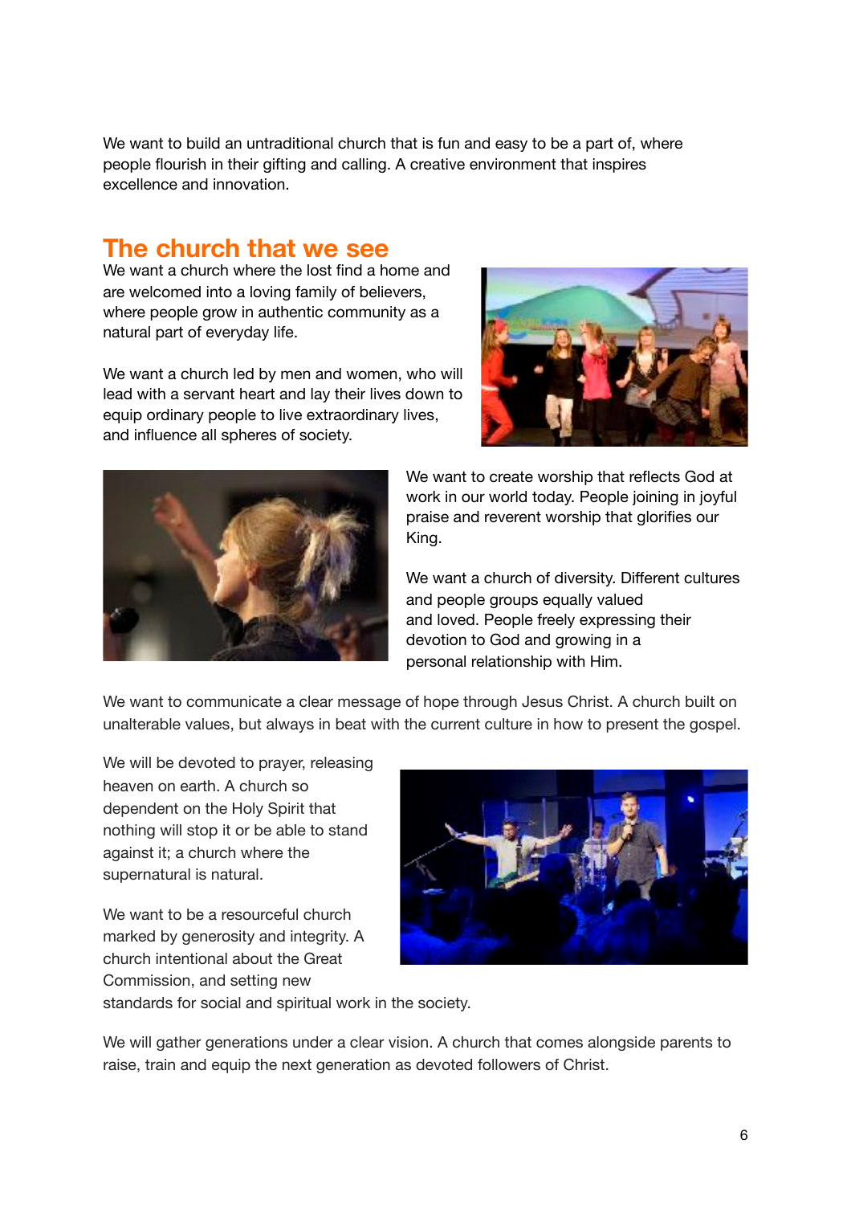We want to build an untraditional church that is fun and easy to be a part of, where people flourish in their gifting and calling. A creative environment that inspires excellence and innovation.

## The church that we see

We want a church where the lost find a home and are welcomed into a loving family of believers, where people grow in authentic community as a natural part of everyday life.

We want a church led by men and women, who will lead with a servant heart and lay their lives down to equip ordinary people to live extraordinary lives, and influence all spheres of society.

We want to create worship that reflects God at work in our world today. People joining in joyful praise and reverent worship that glorifies our King.

We want a church of diversity. Different cultures and people groups equally valued and loved. People freely expressing their devotion to God and growing in a personal relationship with Him.

We want to communicate a clear message of hope through Jesus Christ. A church built on unalterable values, but always in beat with the current culture in how to present the gospel.

We will be devoted to prayer, releasing heaven on earth. A church so dependent on the Holy Spirit that nothing will stop it or be able to stand against it; a church where the supernatural is natural.

We want to be a resourceful church marked by generosity and integrity. A church intentional about the Great Commission, and setting new standards for social and spiritual work in the society.

We will gather generations under a clear vision. A church that comes alongside parents to raise, train and equip the next generation as devoted followers of Christ.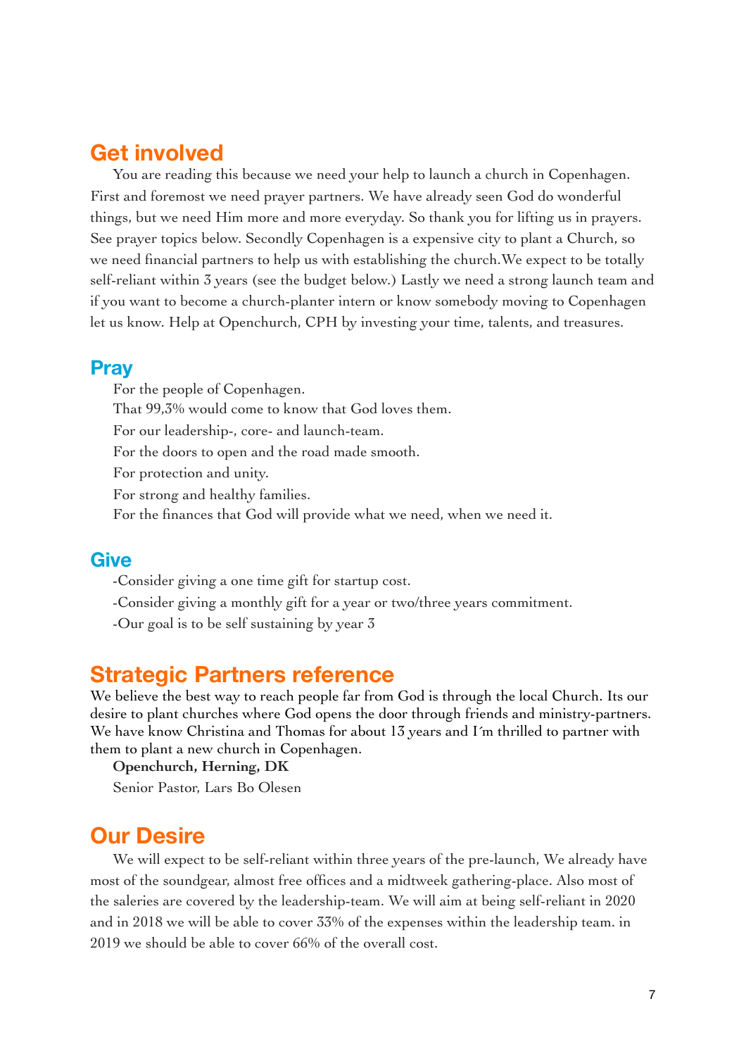## Get involved

You are reading this because we need your help to launch a church in Copenhagen. First and foremost we need prayer partners. We have already seen God do wonderful things, but we need Him more and more everyday. So thank you for lifting us in prayers. See prayer topics below. Secondly Copenhagen is a expensive city to plant a Church, so we need financial partners to help us with establishing the church.We expect to be totally self-reliant within 3 years (see the budget below.) Lastly we need a strong launch team and if you want to become a church-planter intern or know somebody moving to Copenhagen let us know. Help at Openchurch, CPH by investing your time, talents, and treasures.

## Pray

For the people of Copenhagen.
That 99,3% would come to know that God loves them.
For our leadership-, core- and launch-team.
For the doors to open and the road made smooth.
For protection and unity.
For strong and healthy families.
For the finances that God will provide what we need, when we need it.

## Give

-Consider giving a one time gift for startup cost.
-Consider giving a monthly gift for a year or two/three years commitment.
-Our goal is to be self sustaining by year 3

## Strategic Partners reference

We believe the best way to reach people far from God is through the local Church. Its our desire to plant churches where God opens the door through friends and ministry-partners. We have know Christina and Thomas for about 13 years and I´m thrilled to partner with them to plant a new church in Copenhagen.

**Openchurch, Herning, DK**
Senior Pastor, Lars Bo Olesen

## Our Desire

We will expect to be self-reliant within three years of the pre-launch, We already have most of the soundgear, almost free offices and a midtweek gathering-place. Also most of the saleries are covered by the leadership-team. We will aim at being self-reliant in 2020 and in 2018 we will be able to cover 33% of the expenses within the leadership team. in 2019 we should be able to cover 66% of the overall cost.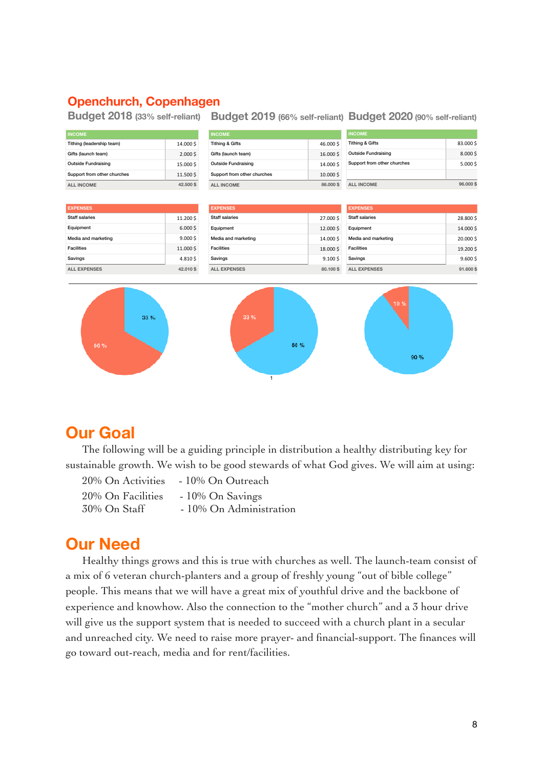## Openchurch, Copenhagen

### Budget 2018 (33% self-reliant)

| INCOME | |
|---|---|
| Tithing (leadership team) | 14.000 $ |
| Gifts (launch team) | 2.000 $ |
| Outside Fundraising | 15.000 $ |
| Support from other churches | 11.500 $ |
| ALL INCOME | 42.500 $ |

| EXPENSES | |
|---|---|
| Staff salaries | 11.200 $ |
| Equipment | 6.000 $ |
| Media and marketing | 9.000 $ |
| Facilities | 11.000 $ |
| Savings | 4.810 $ |
| ALL EXPENSES | 42.010 $ |

### Budget 2019 (66% self-reliant)

| INCOME | |
|---|---|
| Tithing & Gifts | 46.000 $ |
| Gifts (launch team) | 16.000 $ |
| Outside Fundraising | 14.000 $ |
| Support from other churches | 10.000 $ |
| ALL INCOME | 86.000 $ |

| EXPENSES | |
|---|---|
| Staff salaries | 27.000 $ |
| Equipment | 12.000 $ |
| Media and marketing | 14.000 $ |
| Facilities | 18.000 $ |
| Savings | 9.100 $ |
| ALL EXPENSES | 80.100 $ |

### Budget 2020 (90% self-reliant)

| INCOME | |
|---|---|
| Tithing & Gifts | 83.000 $ |
| Outside Fundraising | 8.000 $ |
| Support from other churches | 5.000 $ |
| | |
| ALL INCOME | 96.000 $ |

| EXPENSES | |
|---|---|
| Staff salaries | 28.800 $ |
| Equipment | 14.000 $ |
| Media and marketing | 20.000 $ |
| Facilities | 19.200 $ |
| Savings | 9.600 $ |
| ALL EXPENSES | 91.600 $ |

33 % / 66 %

33 % / 66 %

10 % / 90 %

# Our Goal

The following will be a guiding principle in distribution a healthy distributing key for sustainable growth. We wish to be good stewards of what God gives. We will aim at using:

20% On Activities - 10% On Outreach
20% On Facilities - 10% On Savings
30% On Staff - 10% On Administration

# Our Need

Healthy things grows and this is true with churches as well. The launch-team consist of a mix of 6 veteran church-planters and a group of freshly young "out of bible college" people. This means that we will have a great mix of youthful drive and the backbone of experience and knowhow. Also the connection to the "mother church" and a 3 hour drive will give us the support system that is needed to succeed with a church plant in a secular and unreached city. We need to raise more prayer- and financial-support. The finances will go toward out-reach, media and for rent/facilities.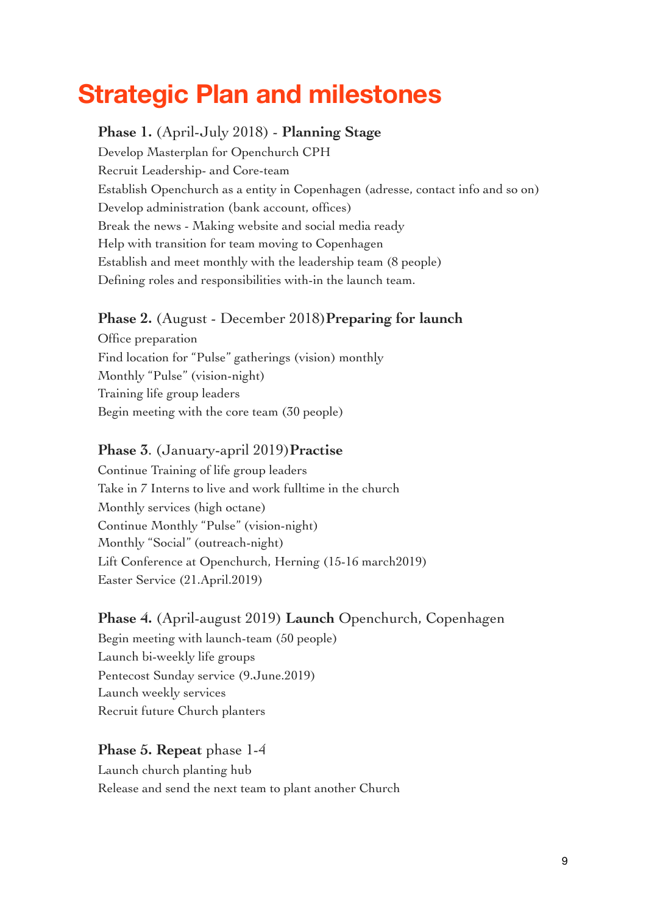# Strategic Plan and milestones

**Phase 1.** (April-July 2018) - **Planning Stage**
Develop Masterplan for Openchurch CPH
Recruit Leadership- and Core-team
Establish Openchurch as a entity in Copenhagen (adresse, contact info and so on)
Develop administration (bank account, offices)
Break the news - Making website and social media ready
Help with transition for team moving to Copenhagen
Establish and meet monthly with the leadership team (8 people)
Defining roles and responsibilities with-in the launch team.

**Phase 2.** (August - December 2018)**Preparing for launch**
Office preparation
Find location for "Pulse" gatherings (vision) monthly
Monthly "Pulse" (vision-night)
Training life group leaders
Begin meeting with the core team (30 people)

**Phase 3**. (January-april 2019)**Practise**
Continue Training of life group leaders
Take in 7 Interns to live and work fulltime in the church
Monthly services (high octane)
Continue Monthly "Pulse" (vision-night)
Monthly "Social" (outreach-night)
Lift Conference at Openchurch, Herning (15-16 march2019)
Easter Service (21.April.2019)

**Phase 4.** (April-august 2019) **Launch** Openchurch, Copenhagen
Begin meeting with launch-team (50 people)
Launch bi-weekly life groups
Pentecost Sunday service (9.June.2019)
Launch weekly services
Recruit future Church planters

**Phase 5. Repeat** phase 1-4
Launch church planting hub
Release and send the next team to plant another Church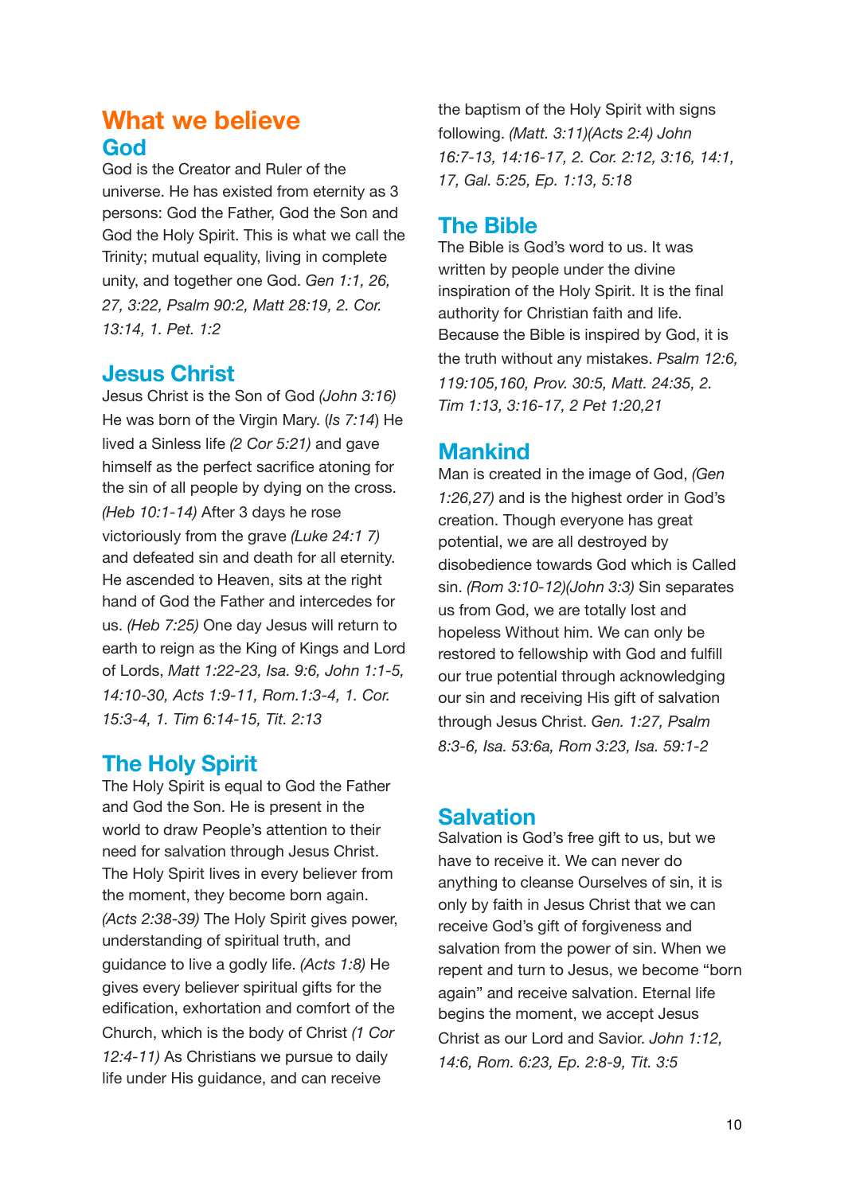# What we believe

## God

God is the Creator and Ruler of the universe. He has existed from eternity as 3 persons: God the Father, God the Son and God the Holy Spirit. This is what we call the Trinity; mutual equality, living in complete unity, and together one God. *Gen 1:1, 26, 27, 3:22, Psalm 90:2, Matt 28:19, 2. Cor. 13:14, 1. Pet. 1:2*

## Jesus Christ

Jesus Christ is the Son of God *(John 3:16)* He was born of the Virgin Mary. (*Is 7:14*) He lived a Sinless life *(2 Cor 5:21)* and gave himself as the perfect sacrifice atoning for the sin of all people by dying on the cross. *(Heb 10:1-14)* After 3 days he rose victoriously from the grave *(Luke 24:1 7)* and defeated sin and death for all eternity. He ascended to Heaven, sits at the right hand of God the Father and intercedes for us. *(Heb 7:25)* One day Jesus will return to earth to reign as the King of Kings and Lord of Lords, *Matt 1:22-23, Isa. 9:6, John 1:1-5, 14:10-30, Acts 1:9-11, Rom.1:3-4, 1. Cor. 15:3-4, 1. Tim 6:14-15, Tit. 2:13*

## The Holy Spirit

The Holy Spirit is equal to God the Father and God the Son. He is present in the world to draw People's attention to their need for salvation through Jesus Christ. The Holy Spirit lives in every believer from the moment, they become born again. *(Acts 2:38-39)* The Holy Spirit gives power, understanding of spiritual truth, and guidance to live a godly life. *(Acts 1:8)* He gives every believer spiritual gifts for the edification, exhortation and comfort of the Church, which is the body of Christ *(1 Cor 12:4-11)* As Christians we pursue to daily life under His guidance, and can receive the baptism of the Holy Spirit with signs following. *(Matt. 3:11)(Acts 2:4) John 16:7-13, 14:16-17, 2. Cor. 2:12, 3:16, 14:1, 17, Gal. 5:25, Ep. 1:13, 5:18*

## The Bible

The Bible is God's word to us. It was written by people under the divine inspiration of the Holy Spirit. It is the final authority for Christian faith and life. Because the Bible is inspired by God, it is the truth without any mistakes. *Psalm 12:6, 119:105,160, Prov. 30:5, Matt. 24:35, 2. Tim 1:13, 3:16-17, 2 Pet 1:20,21*

## Mankind

Man is created in the image of God, *(Gen 1:26,27)* and is the highest order in God's creation. Though everyone has great potential, we are all destroyed by disobedience towards God which is Called sin. *(Rom 3:10-12)(John 3:3)* Sin separates us from God, we are totally lost and hopeless Without him. We can only be restored to fellowship with God and fulfill our true potential through acknowledging our sin and receiving His gift of salvation through Jesus Christ. *Gen. 1:27, Psalm 8:3-6, Isa. 53:6a, Rom 3:23, Isa. 59:1-2*

## Salvation

Salvation is God's free gift to us, but we have to receive it. We can never do anything to cleanse Ourselves of sin, it is only by faith in Jesus Christ that we can receive God's gift of forgiveness and salvation from the power of sin. When we repent and turn to Jesus, we become "born again" and receive salvation. Eternal life begins the moment, we accept Jesus Christ as our Lord and Savior. *John 1:12, 14:6, Rom. 6:23, Ep. 2:8-9, Tit. 3:5*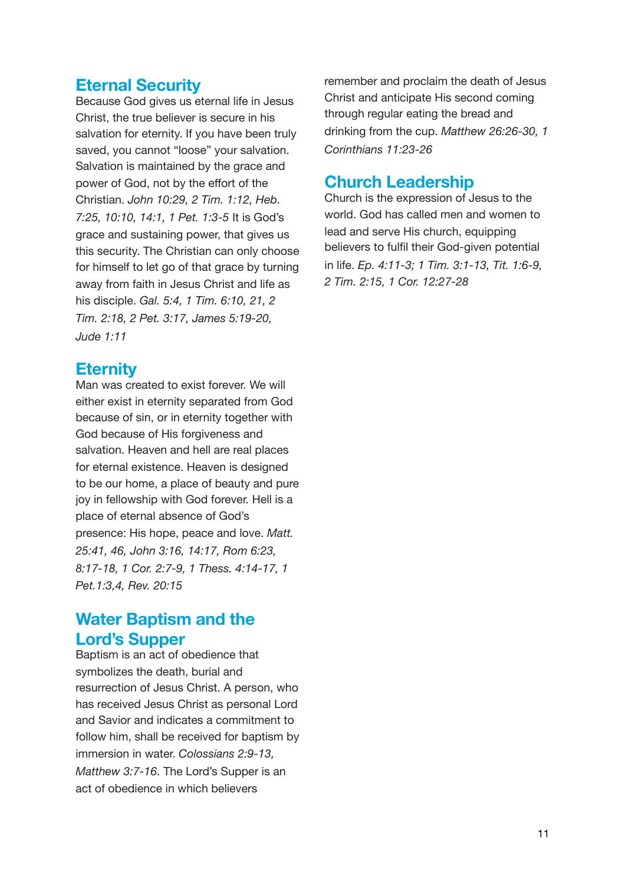## Eternal Security

Because God gives us eternal life in Jesus Christ, the true believer is secure in his salvation for eternity. If you have been truly saved, you cannot "loose" your salvation. Salvation is maintained by the grace and power of God, not by the effort of the Christian. *John 10:29, 2 Tim. 1:12, Heb. 7:25, 10:10, 14:1, 1 Pet. 1:3-5* It is God's grace and sustaining power, that gives us this security. The Christian can only choose for himself to let go of that grace by turning away from faith in Jesus Christ and life as his disciple. *Gal. 5:4, 1 Tim. 6:10, 21, 2 Tim. 2:18, 2 Pet. 3:17, James 5:19-20, Jude 1:11*

## Eternity

Man was created to exist forever. We will either exist in eternity separated from God because of sin, or in eternity together with God because of His forgiveness and salvation. Heaven and hell are real places for eternal existence. Heaven is designed to be our home, a place of beauty and pure joy in fellowship with God forever. Hell is a place of eternal absence of God's presence: His hope, peace and love. *Matt. 25:41, 46, John 3:16, 14:17, Rom 6:23, 8:17-18, 1 Cor. 2:7-9, 1 Thess. 4:14-17, 1 Pet.1:3,4, Rev. 20:15*

## Water Baptism and the Lord's Supper

Baptism is an act of obedience that symbolizes the death, burial and resurrection of Jesus Christ. A person, who has received Jesus Christ as personal Lord and Savior and indicates a commitment to follow him, shall be received for baptism by immersion in water. *Colossians 2:9-13, Matthew 3:7-16*. The Lord's Supper is an act of obedience in which believers remember and proclaim the death of Jesus Christ and anticipate His second coming through regular eating the bread and drinking from the cup. *Matthew 26:26-30, 1 Corinthians 11:23-26*

## Church Leadership

Church is the expression of Jesus to the world. God has called men and women to lead and serve His church, equipping believers to fulfil their God-given potential in life. *Ep. 4:11-3; 1 Tim. 3:1-13, Tit. 1:6-9, 2 Tim. 2:15, 1 Cor. 12:27-28*